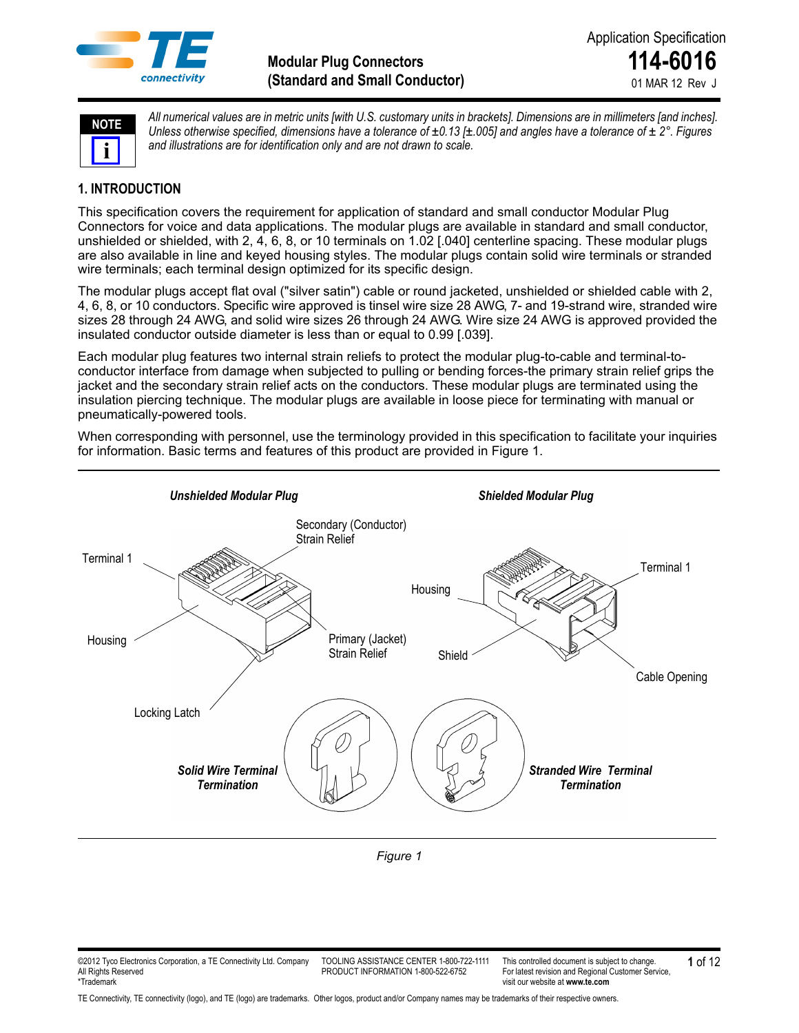# Modular Plug Connectors (Standard and Small Conductor)

Application Specification
**114-6016**
01 MAR 12 Rev J

**NOTE**

*All numerical values are in metric units [with U.S. customary units in brackets]. Dimensions are in millimeters [and inches]. Unless otherwise specified, dimensions have a tolerance of ±0.13 [±.005] and angles have a tolerance of ± 2°. Figures and illustrations are for identification only and are not drawn to scale.*

## 1. INTRODUCTION

This specification covers the requirement for application of standard and small conductor Modular Plug Connectors for voice and data applications. The modular plugs are available in standard and small conductor, unshielded or shielded, with 2, 4, 6, 8, or 10 terminals on 1.02 [.040] centerline spacing. These modular plugs are also available in line and keyed housing styles. The modular plugs contain solid wire terminals or stranded wire terminals; each terminal design optimized for its specific design.

The modular plugs accept flat oval ("silver satin") cable or round jacketed, unshielded or shielded cable with 2, 4, 6, 8, or 10 conductors. Specific wire approved is tinsel wire size 28 AWG, 7- and 19-strand wire, stranded wire sizes 28 through 24 AWG, and solid wire sizes 26 through 24 AWG. Wire size 24 AWG is approved provided the insulated conductor outside diameter is less than or equal to 0.99 [.039].

Each modular plug features two internal strain reliefs to protect the modular plug-to-cable and terminal-to-conductor interface from damage when subjected to pulling or bending forces-the primary strain relief grips the jacket and the secondary strain relief acts on the conductors. These modular plugs are terminated using the insulation piercing technique. The modular plugs are available in loose piece for terminating with manual or pneumatically-powered tools.

When corresponding with personnel, use the terminology provided in this specification to facilitate your inquiries for information. Basic terms and features of this product are provided in Figure 1.

***Unshielded Modular Plug***

Terminal 1
Secondary (Conductor) Strain Relief
Housing
Primary (Jacket) Strain Relief
Locking Latch

***Shielded Modular Plug***

Housing
Terminal 1
Shield
Cable Opening

***Solid Wire Terminal Termination***

***Stranded Wire Terminal Termination***

*Figure 1*

©2012 Tyco Electronics Corporation, a TE Connectivity Ltd. Company
All Rights Reserved
*Trademark

TOOLING ASSISTANCE CENTER 1-800-722-1111
PRODUCT INFORMATION 1-800-522-6752

This controlled document is subject to change. For latest revision and Regional Customer Service, visit our website at **www.te.com**

TE Connectivity, TE connectivity (logo), and TE (logo) are trademarks. Other logos, product and/or Company names may be trademarks of their respective owners.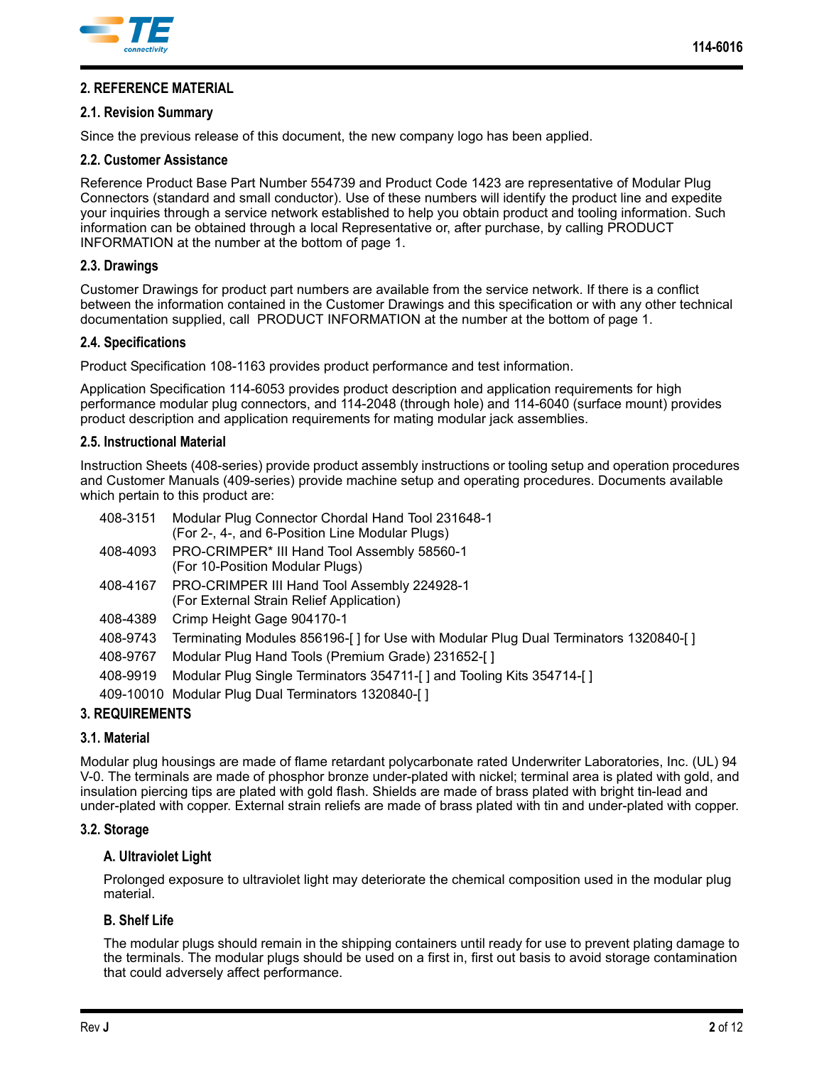## 2. REFERENCE MATERIAL

### 2.1. Revision Summary

Since the previous release of this document, the new company logo has been applied.

### 2.2. Customer Assistance

Reference Product Base Part Number 554739 and Product Code 1423 are representative of Modular Plug Connectors (standard and small conductor). Use of these numbers will identify the product line and expedite your inquiries through a service network established to help you obtain product and tooling information. Such information can be obtained through a local Representative or, after purchase, by calling PRODUCT INFORMATION at the number at the bottom of page 1.

### 2.3. Drawings

Customer Drawings for product part numbers are available from the service network. If there is a conflict between the information contained in the Customer Drawings and this specification or with any other technical documentation supplied, call PRODUCT INFORMATION at the number at the bottom of page 1.

### 2.4. Specifications

Product Specification 108-1163 provides product performance and test information.

Application Specification 114-6053 provides product description and application requirements for high performance modular plug connectors, and 114-2048 (through hole) and 114-6040 (surface mount) provides product description and application requirements for mating modular jack assemblies.

### 2.5. Instructional Material

Instruction Sheets (408-series) provide product assembly instructions or tooling setup and operation procedures and Customer Manuals (409-series) provide machine setup and operating procedures. Documents available which pertain to this product are:

| | |
|---|---|
| 408-3151 | Modular Plug Connector Chordal Hand Tool 231648-1 (For 2-, 4-, and 6-Position Line Modular Plugs) |
| 408-4093 | PRO-CRIMPER* III Hand Tool Assembly 58560-1 (For 10-Position Modular Plugs) |
| 408-4167 | PRO-CRIMPER III Hand Tool Assembly 224928-1 (For External Strain Relief Application) |
| 408-4389 | Crimp Height Gage 904170-1 |
| 408-9743 | Terminating Modules 856196-[ ] for Use with Modular Plug Dual Terminators 1320840-[ ] |
| 408-9767 | Modular Plug Hand Tools (Premium Grade) 231652-[ ] |
| 408-9919 | Modular Plug Single Terminators 354711-[ ] and Tooling Kits 354714-[ ] |
| 409-10010 | Modular Plug Dual Terminators 1320840-[ ] |

## 3. REQUIREMENTS

### 3.1. Material

Modular plug housings are made of flame retardant polycarbonate rated Underwriter Laboratories, Inc. (UL) 94 V-0. The terminals are made of phosphor bronze under-plated with nickel; terminal area is plated with gold, and insulation piercing tips are plated with gold flash. Shields are made of brass plated with bright tin-lead and under-plated with copper. External strain reliefs are made of brass plated with tin and under-plated with copper.

### 3.2. Storage

#### A. Ultraviolet Light

Prolonged exposure to ultraviolet light may deteriorate the chemical composition used in the modular plug material.

#### B. Shelf Life

The modular plugs should remain in the shipping containers until ready for use to prevent plating damage to the terminals. The modular plugs should be used on a first in, first out basis to avoid storage contamination that could adversely affect performance.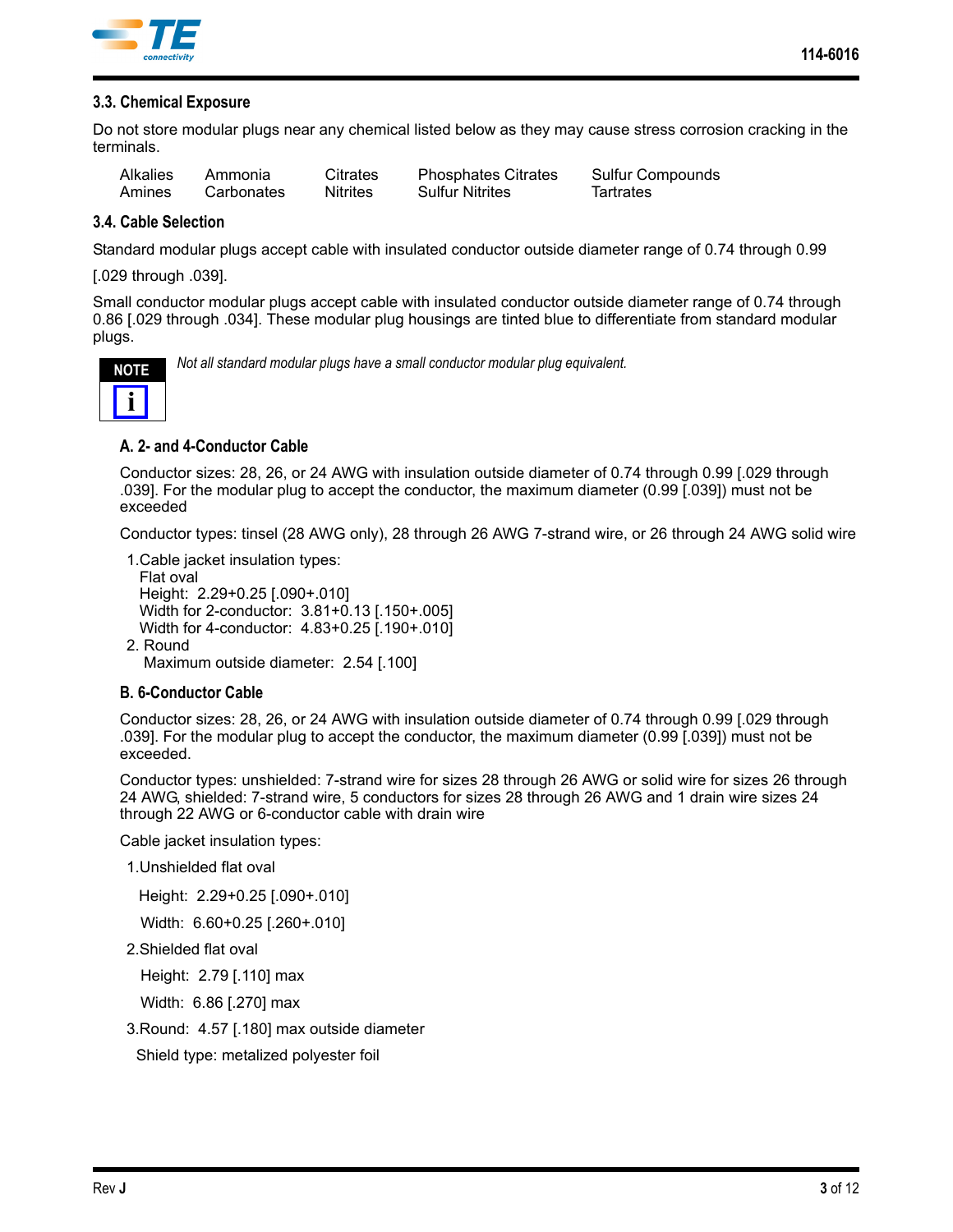### 3.3. Chemical Exposure

Do not store modular plugs near any chemical listed below as they may cause stress corrosion cracking in the terminals.

| | | | | |
|---|---|---|---|---|
| Alkalies | Ammonia | Citrates | Phosphates Citrates | Sulfur Compounds |
| Amines | Carbonates | Nitrites | Sulfur Nitrites | Tartrates |

### 3.4. Cable Selection

Standard modular plugs accept cable with insulated conductor outside diameter range of 0.74 through 0.99 [.029 through .039].

Small conductor modular plugs accept cable with insulated conductor outside diameter range of 0.74 through 0.86 [.029 through .034]. These modular plug housings are tinted blue to differentiate from standard modular plugs.

**NOTE**

*Not all standard modular plugs have a small conductor modular plug equivalent.*

#### A. 2- and 4-Conductor Cable

Conductor sizes: 28, 26, or 24 AWG with insulation outside diameter of 0.74 through 0.99 [.029 through .039]. For the modular plug to accept the conductor, the maximum diameter (0.99 [.039]) must not be exceeded

Conductor types: tinsel (28 AWG only), 28 through 26 AWG 7-strand wire, or 26 through 24 AWG solid wire

1. Cable jacket insulation types:
   Flat oval
   Height: 2.29+0.25 [.090+.010]
   Width for 2-conductor: 3.81+0.13 [.150+.005]
   Width for 4-conductor: 4.83+0.25 [.190+.010]
2. Round
   Maximum outside diameter: 2.54 [.100]

#### B. 6-Conductor Cable

Conductor sizes: 28, 26, or 24 AWG with insulation outside diameter of 0.74 through 0.99 [.029 through .039]. For the modular plug to accept the conductor, the maximum diameter (0.99 [.039]) must not be exceeded.

Conductor types: unshielded: 7-strand wire for sizes 28 through 26 AWG or solid wire for sizes 26 through 24 AWG, shielded: 7-strand wire, 5 conductors for sizes 28 through 26 AWG and 1 drain wire sizes 24 through 22 AWG or 6-conductor cable with drain wire

Cable jacket insulation types:

1. Unshielded flat oval

   Height: 2.29+0.25 [.090+.010]

   Width: 6.60+0.25 [.260+.010]

2. Shielded flat oval

   Height: 2.79 [.110] max

   Width: 6.86 [.270] max

3. Round: 4.57 [.180] max outside diameter

   Shield type: metalized polyester foil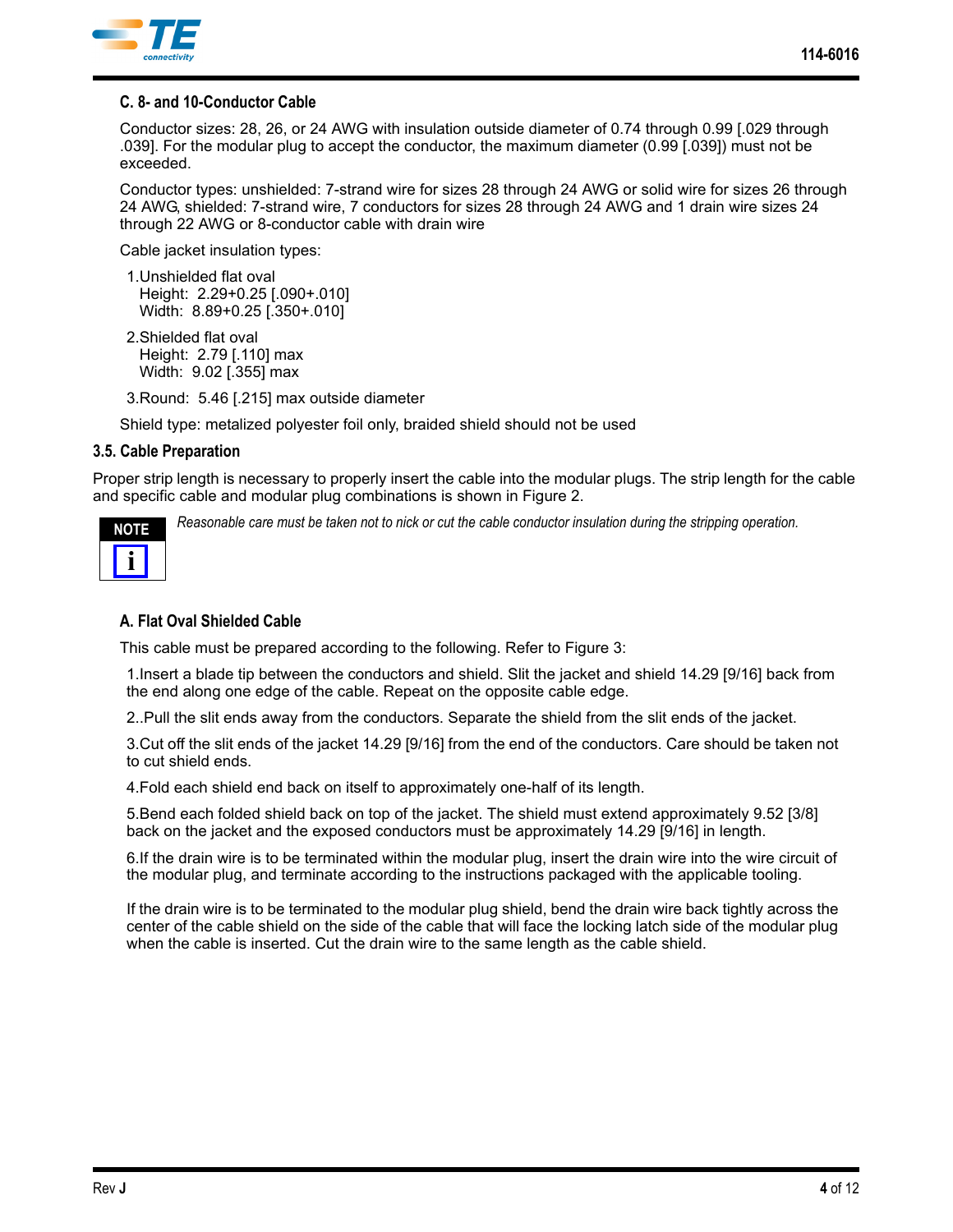### C. 8- and 10-Conductor Cable

Conductor sizes: 28, 26, or 24 AWG with insulation outside diameter of 0.74 through 0.99 [.029 through .039]. For the modular plug to accept the conductor, the maximum diameter (0.99 [.039]) must not be exceeded.

Conductor types: unshielded: 7-strand wire for sizes 28 through 24 AWG or solid wire for sizes 26 through 24 AWG, shielded: 7-strand wire, 7 conductors for sizes 28 through 24 AWG and 1 drain wire sizes 24 through 22 AWG or 8-conductor cable with drain wire

Cable jacket insulation types:

1. Unshielded flat oval
   Height: 2.29+0.25 [.090+.010]
   Width: 8.89+0.25 [.350+.010]
2. Shielded flat oval
   Height: 2.79 [.110] max
   Width: 9.02 [.355] max
3. Round: 5.46 [.215] max outside diameter

Shield type: metalized polyester foil only, braided shield should not be used

## 3.5. Cable Preparation

Proper strip length is necessary to properly insert the cable into the modular plugs. The strip length for the cable and specific cable and modular plug combinations is shown in Figure 2.

**NOTE**

*Reasonable care must be taken not to nick or cut the cable conductor insulation during the stripping operation.*

### A. Flat Oval Shielded Cable

This cable must be prepared according to the following. Refer to Figure 3:

1. Insert a blade tip between the conductors and shield. Slit the jacket and shield 14.29 [9/16] back from the end along one edge of the cable. Repeat on the opposite cable edge.
2. Pull the slit ends away from the conductors. Separate the shield from the slit ends of the jacket.
3. Cut off the slit ends of the jacket 14.29 [9/16] from the end of the conductors. Care should be taken not to cut shield ends.
4. Fold each shield end back on itself to approximately one-half of its length.
5. Bend each folded shield back on top of the jacket. The shield must extend approximately 9.52 [3/8] back on the jacket and the exposed conductors must be approximately 14.29 [9/16] in length.
6. If the drain wire is to be terminated within the modular plug, insert the drain wire into the wire circuit of the modular plug, and terminate according to the instructions packaged with the applicable tooling.

   If the drain wire is to be terminated to the modular plug shield, bend the drain wire back tightly across the center of the cable shield on the side of the cable that will face the locking latch side of the modular plug when the cable is inserted. Cut the drain wire to the same length as the cable shield.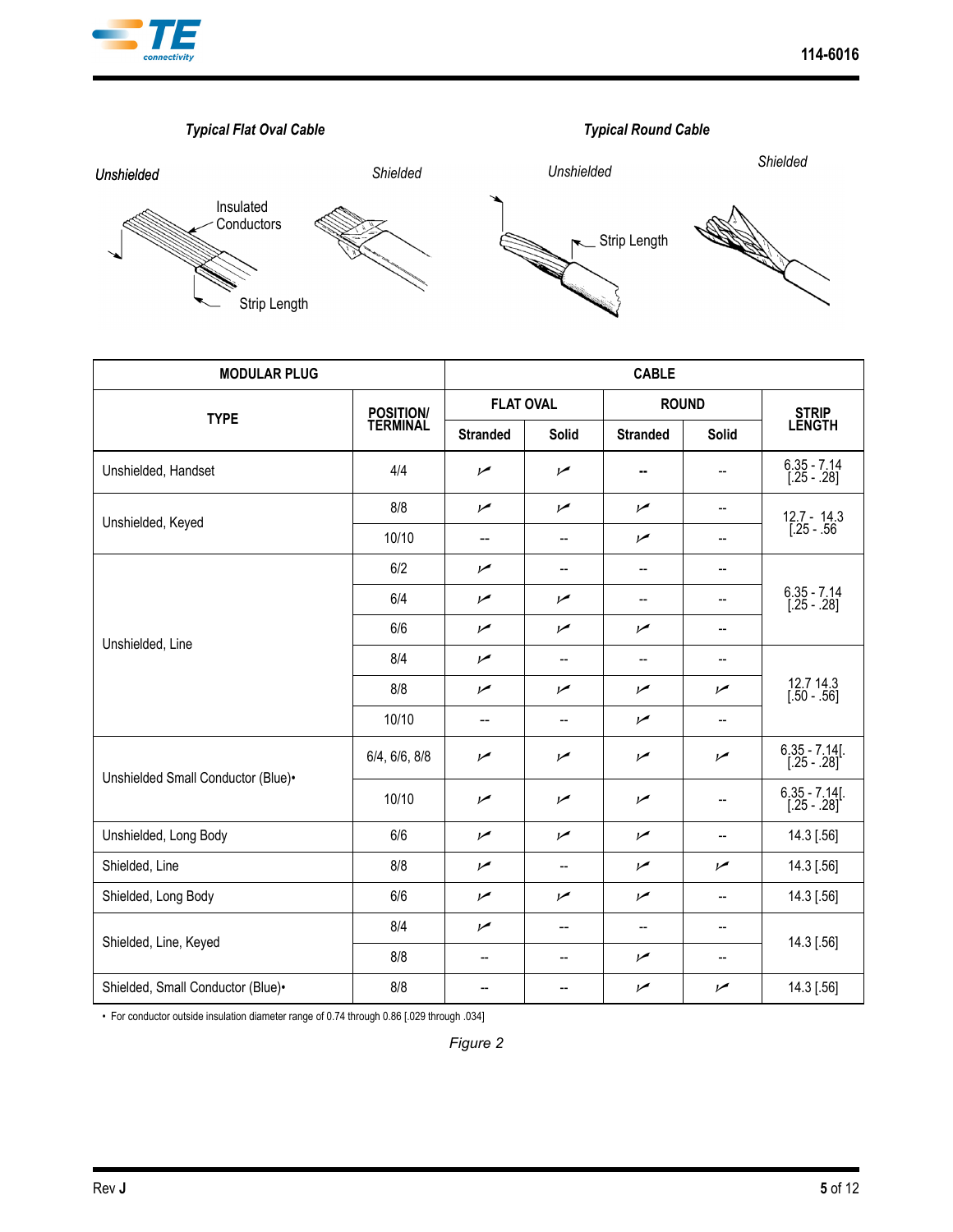*Typical Flat Oval Cable*

*Unshielded*

Insulated Conductors

Strip Length

*Shielded*

*Typical Round Cable*

*Unshielded*

Strip Length

*Shielded*

| MODULAR PLUG | | CABLE | | | | |
|---|---|---|---|---|---|---|
| TYPE | POSITION/ TERMINAL | FLAT OVAL | | ROUND | | STRIP LENGTH |
| | | Stranded | Solid | Stranded | Solid | |
| Unshielded, Handset | 4/4 | ✓ | ✓ | -- | -- | 6.35 - 7.14 [.25 - .28] |
| Unshielded, Keyed | 8/8 | ✓ | ✓ | ✓ | -- | 12.7 - 14.3 [.25 - .56 |
| | 10/10 | -- | -- | ✓ | -- | |
| Unshielded, Line | 6/2 | ✓ | -- | -- | -- | 6.35 - 7.14 [.25 - .28] |
| | 6/4 | ✓ | ✓ | -- | -- | |
| | 6/6 | ✓ | ✓ | ✓ | -- | |
| | 8/4 | ✓ | -- | -- | -- | 12.7 14.3 [.50 - .56] |
| | 8/8 | ✓ | ✓ | ✓ | ✓ | |
| | 10/10 | -- | -- | ✓ | -- | |
| Unshielded Small Conductor (Blue)• | 6/4, 6/6, 8/8 | ✓ | ✓ | ✓ | ✓ | 6.35 - 7.14[. [.25 - .28] |
| | 10/10 | ✓ | ✓ | ✓ | -- | 6.35 - 7.14[. [.25 - .28] |
| Unshielded, Long Body | 6/6 | ✓ | ✓ | ✓ | -- | 14.3 [.56] |
| Shielded, Line | 8/8 | ✓ | -- | ✓ | ✓ | 14.3 [.56] |
| Shielded, Long Body | 6/6 | ✓ | ✓ | ✓ | -- | 14.3 [.56] |
| Shielded, Line, Keyed | 8/4 | ✓ | -- | -- | -- | 14.3 [.56] |
| | 8/8 | -- | -- | ✓ | -- | |
| Shielded, Small Conductor (Blue)• | 8/8 | -- | -- | ✓ | ✓ | 14.3 [.56] |

• For conductor outside insulation diameter range of 0.74 through 0.86 [.029 through .034]

*Figure 2*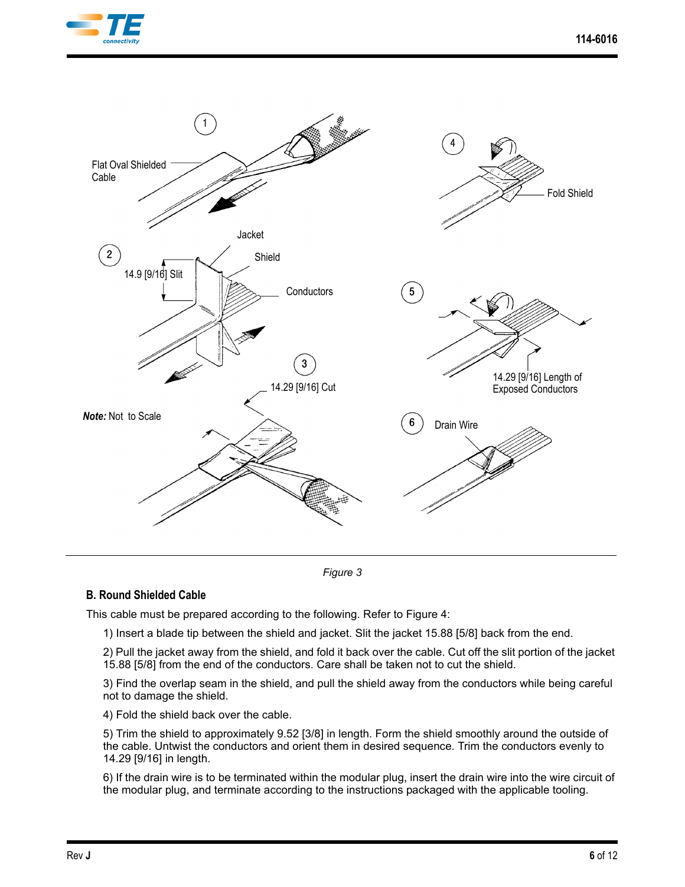Flat Oval Shielded Cable

Jacket

Shield

Conductors

14.9 [9/16] Slit

14.29 [9/16] Cut

Fold Shield

14.29 [9/16] Length of Exposed Conductors

Drain Wire

***Note:*** Not to Scale

*Figure 3*

## B. Round Shielded Cable

This cable must be prepared according to the following. Refer to Figure 4:

1) Insert a blade tip between the shield and jacket. Slit the jacket 15.88 [5/8] back from the end.

2) Pull the jacket away from the shield, and fold it back over the cable. Cut off the slit portion of the jacket 15.88 [5/8] from the end of the conductors. Care shall be taken not to cut the shield.

3) Find the overlap seam in the shield, and pull the shield away from the conductors while being careful not to damage the shield.

4) Fold the shield back over the cable.

5) Trim the shield to approximately 9.52 [3/8] in length. Form the shield smoothly around the outside of the cable. Untwist the conductors and orient them in desired sequence. Trim the conductors evenly to 14.29 [9/16] in length.

6) If the drain wire is to be terminated within the modular plug, insert the drain wire into the wire circuit of the modular plug, and terminate according to the instructions packaged with the applicable tooling.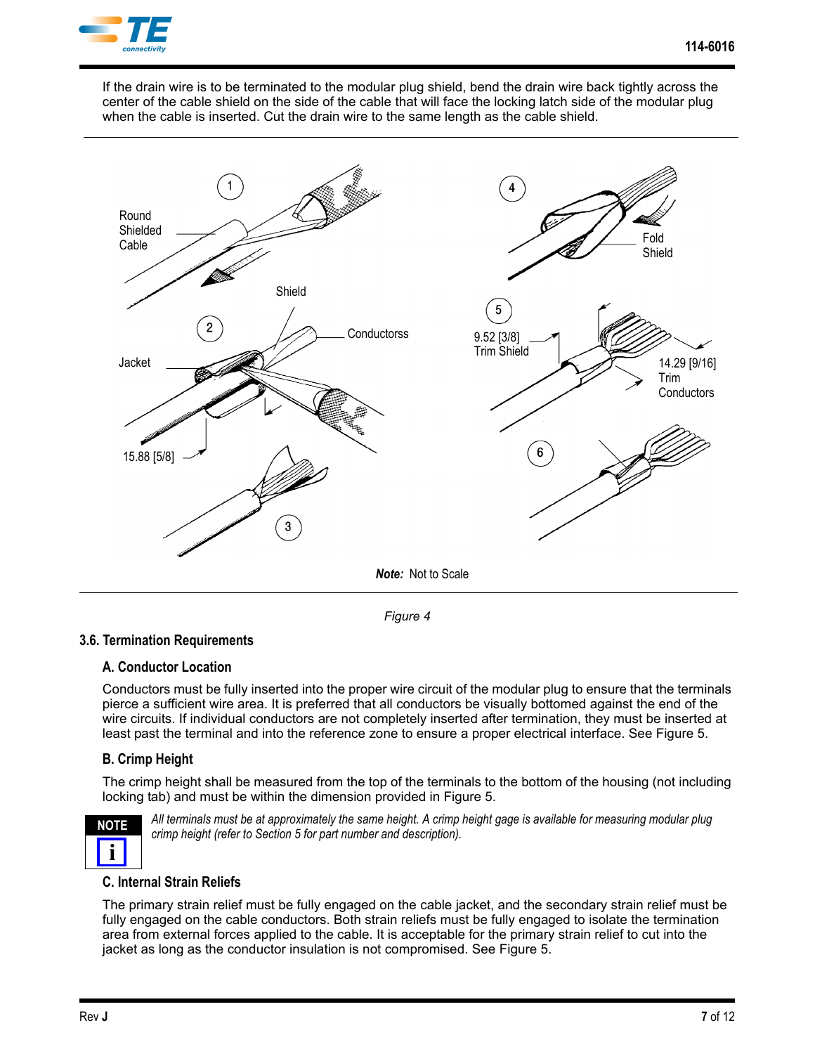If the drain wire is to be terminated to the modular plug shield, bend the drain wire back tightly across the center of the cable shield on the side of the cable that will face the locking latch side of the modular plug when the cable is inserted. Cut the drain wire to the same length as the cable shield.

1

Round Shielded Cable

Shield

2

Conductorss

Jacket

15.88 [5/8]

3

4

Fold Shield

5

9.52 [3/8] Trim Shield

14.29 [9/16] Trim Conductors

6

***Note:*** Not to Scale

*Figure 4*

## 3.6. Termination Requirements

### A. Conductor Location

Conductors must be fully inserted into the proper wire circuit of the modular plug to ensure that the terminals pierce a sufficient wire area. It is preferred that all conductors be visually bottomed against the end of the wire circuits. If individual conductors are not completely inserted after termination, they must be inserted at least past the terminal and into the reference zone to ensure a proper electrical interface. See Figure 5.

### B. Crimp Height

The crimp height shall be measured from the top of the terminals to the bottom of the housing (not including locking tab) and must be within the dimension provided in Figure 5.

**NOTE**

*All terminals must be at approximately the same height. A crimp height gage is available for measuring modular plug crimp height (refer to Section 5 for part number and description).*

### C. Internal Strain Reliefs

The primary strain relief must be fully engaged on the cable jacket, and the secondary strain relief must be fully engaged on the cable conductors. Both strain reliefs must be fully engaged to isolate the termination area from external forces applied to the cable. It is acceptable for the primary strain relief to cut into the jacket as long as the conductor insulation is not compromised. See Figure 5.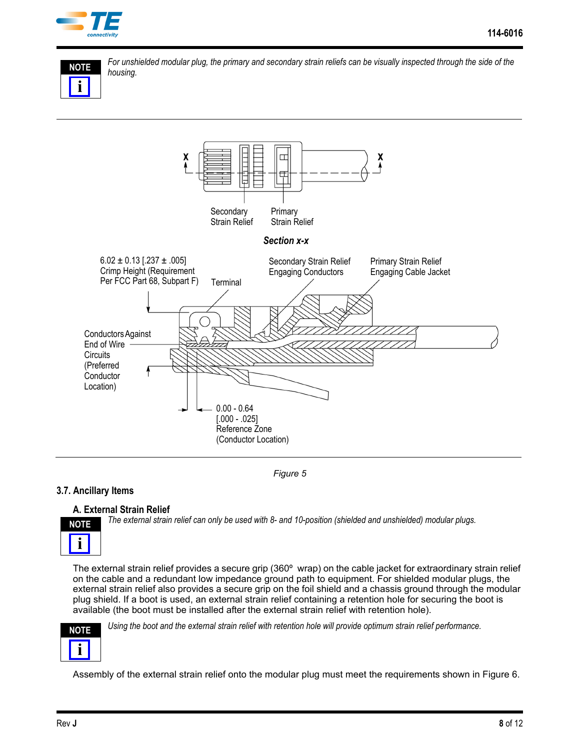> **NOTE**
> *For unshielded modular plug, the primary and secondary strain reliefs can be visually inspected through the side of the housing.*

X

X

Secondary Strain Relief

Primary Strain Relief

***Section x-x***

6.02 ± 0.13 [.237 ± .005] Crimp Height (Requirement Per FCC Part 68, Subpart F)

Terminal

Secondary Strain Relief Engaging Conductors

Primary Strain Relief Engaging Cable Jacket

Conductors Against End of Wire Circuits (Preferred Conductor Location)

0.00 - 0.64 [.000 - .025] Reference Zone (Conductor Location)

*Figure 5*

### 3.7. Ancillary Items

#### A. External Strain Relief

> **NOTE**
> *The external strain relief can only be used with 8- and 10-position (shielded and unshielded) modular plugs.*

The external strain relief provides a secure grip (360° wrap) on the cable jacket for extraordinary strain relief on the cable and a redundant low impedance ground path to equipment. For shielded modular plugs, the external strain relief also provides a secure grip on the foil shield and a chassis ground through the modular plug shield. If a boot is used, an external strain relief containing a retention hole for securing the boot is available (the boot must be installed after the external strain relief with retention hole).

> **NOTE**
> *Using the boot and the external strain relief with retention hole will provide optimum strain relief performance.*

Assembly of the external strain relief onto the modular plug must meet the requirements shown in Figure 6.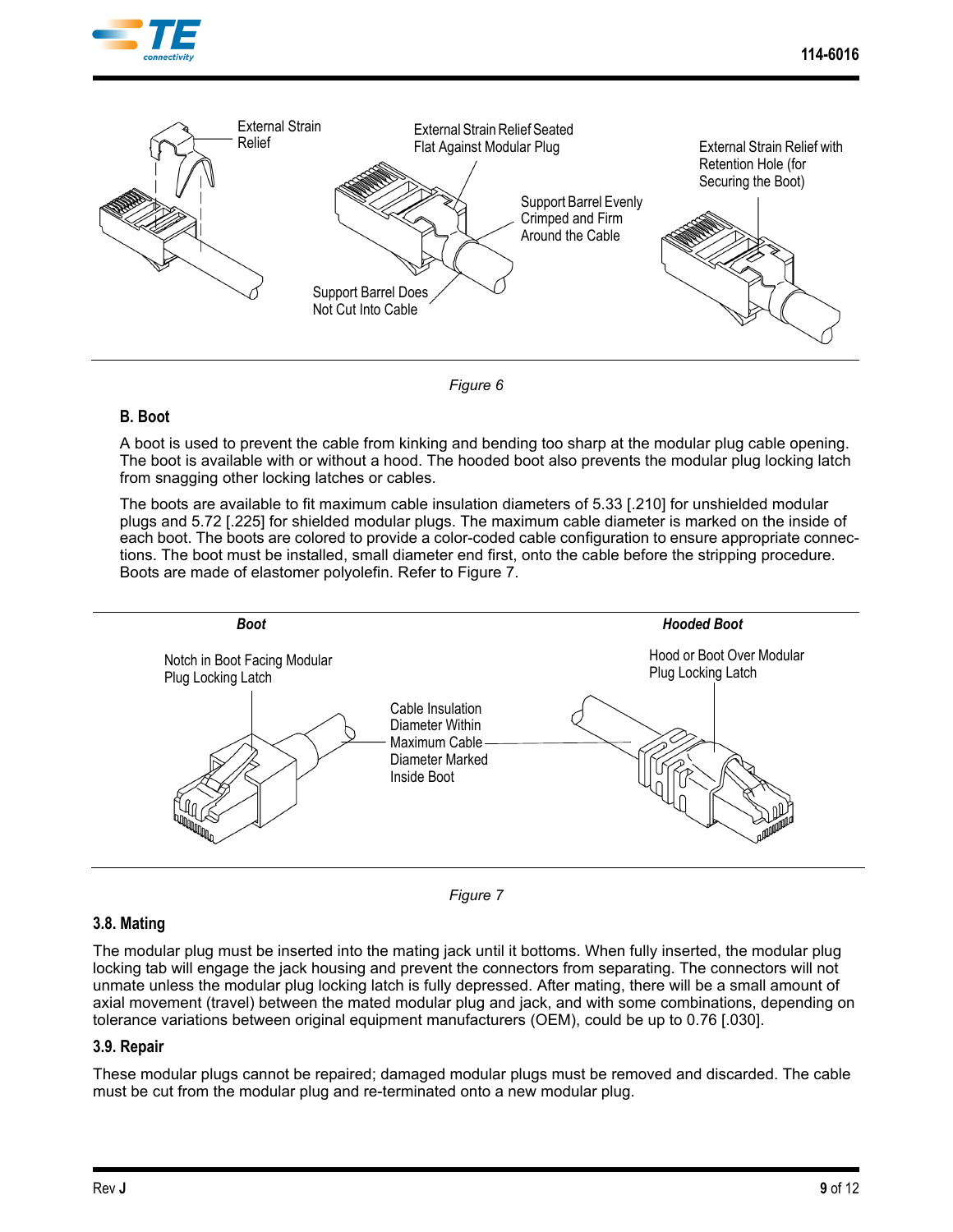External Strain Relief

External Strain Relief Seated Flat Against Modular Plug

Support Barrel Evenly Crimped and Firm Around the Cable

Support Barrel Does Not Cut Into Cable

External Strain Relief with Retention Hole (for Securing the Boot)

*Figure 6*

### B. Boot

A boot is used to prevent the cable from kinking and bending too sharp at the modular plug cable opening. The boot is available with or without a hood. The hooded boot also prevents the modular plug locking latch from snagging other locking latches or cables.

The boots are available to fit maximum cable insulation diameters of 5.33 [.210] for unshielded modular plugs and 5.72 [.225] for shielded modular plugs. The maximum cable diameter is marked on the inside of each boot. The boots are colored to provide a color-coded cable configuration to ensure appropriate connections. The boot must be installed, small diameter end first, onto the cable before the stripping procedure. Boots are made of elastomer polyolefin. Refer to Figure 7.

***Boot***

Notch in Boot Facing Modular Plug Locking Latch

Cable Insulation Diameter Within Maximum Cable Diameter Marked Inside Boot

***Hooded Boot***

Hood or Boot Over Modular Plug Locking Latch

*Figure 7*

## 3.8. Mating

The modular plug must be inserted into the mating jack until it bottoms. When fully inserted, the modular plug locking tab will engage the jack housing and prevent the connectors from separating. The connectors will not unmate unless the modular plug locking latch is fully depressed. After mating, there will be a small amount of axial movement (travel) between the mated modular plug and jack, and with some combinations, depending on tolerance variations between original equipment manufacturers (OEM), could be up to 0.76 [.030].

## 3.9. Repair

These modular plugs cannot be repaired; damaged modular plugs must be removed and discarded. The cable must be cut from the modular plug and re-terminated onto a new modular plug.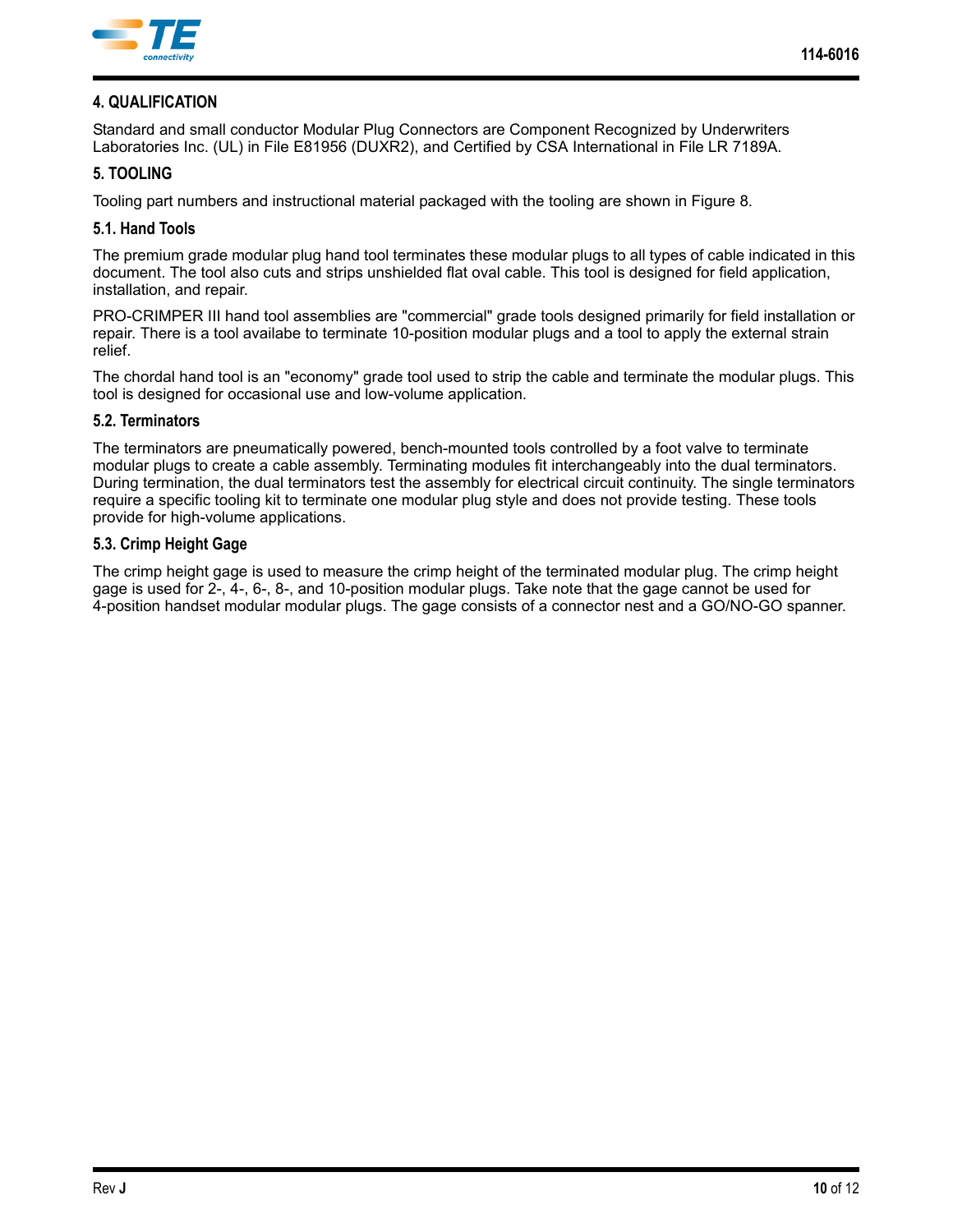## 4. QUALIFICATION

Standard and small conductor Modular Plug Connectors are Component Recognized by Underwriters Laboratories Inc. (UL) in File E81956 (DUXR2), and Certified by CSA International in File LR 7189A.

## 5. TOOLING

Tooling part numbers and instructional material packaged with the tooling are shown in Figure 8.

### 5.1. Hand Tools

The premium grade modular plug hand tool terminates these modular plugs to all types of cable indicated in this document. The tool also cuts and strips unshielded flat oval cable. This tool is designed for field application, installation, and repair.

PRO-CRIMPER III hand tool assemblies are "commercial" grade tools designed primarily for field installation or repair. There is a tool availabe to terminate 10-position modular plugs and a tool to apply the external strain relief.

The chordal hand tool is an "economy" grade tool used to strip the cable and terminate the modular plugs. This tool is designed for occasional use and low-volume application.

### 5.2. Terminators

The terminators are pneumatically powered, bench-mounted tools controlled by a foot valve to terminate modular plugs to create a cable assembly. Terminating modules fit interchangeably into the dual terminators. During termination, the dual terminators test the assembly for electrical circuit continuity. The single terminators require a specific tooling kit to terminate one modular plug style and does not provide testing. These tools provide for high-volume applications.

### 5.3. Crimp Height Gage

The crimp height gage is used to measure the crimp height of the terminated modular plug. The crimp height gage is used for 2-, 4-, 6-, 8-, and 10-position modular plugs. Take note that the gage cannot be used for 4-position handset modular modular plugs. The gage consists of a connector nest and a GO/NO-GO spanner.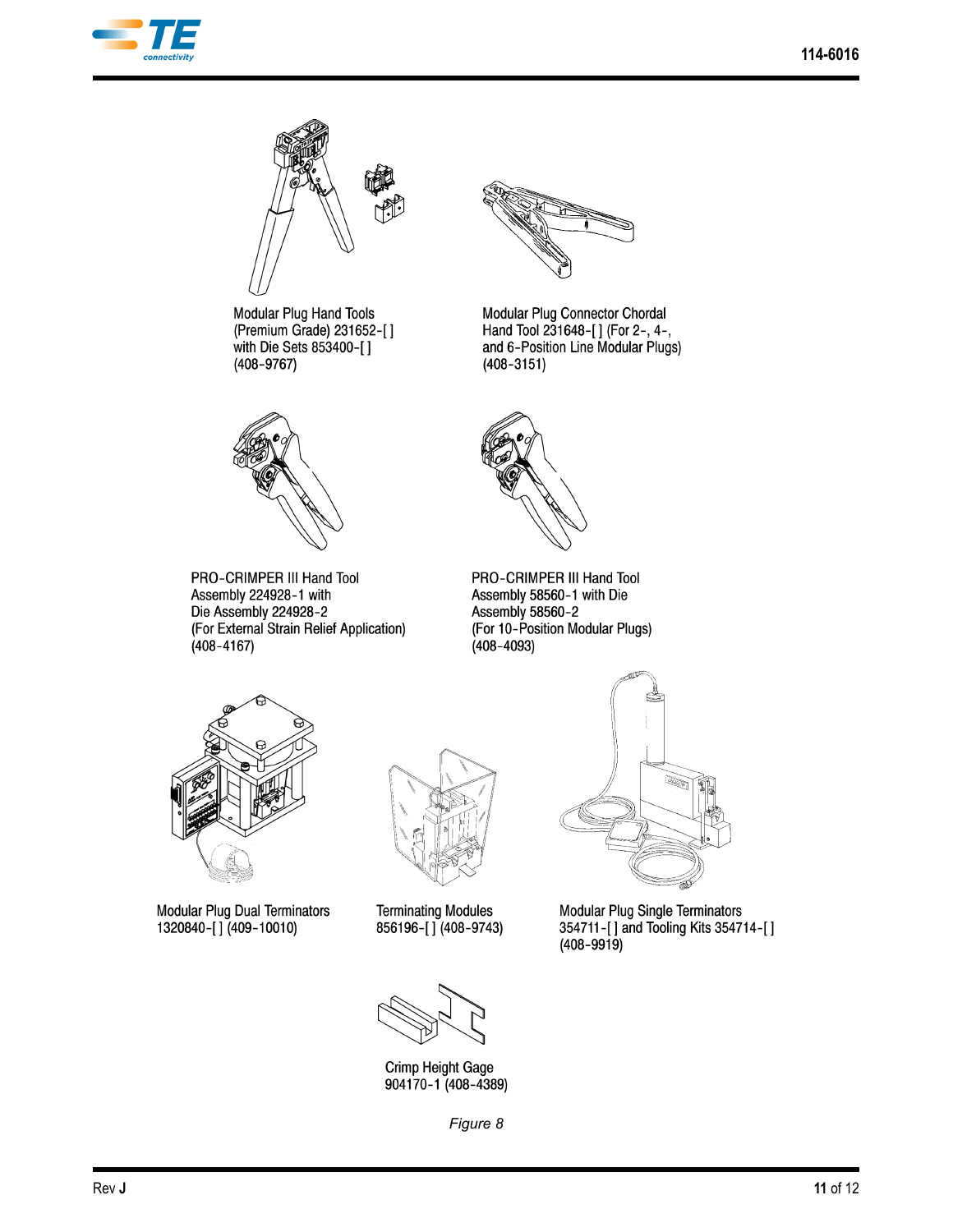Modular Plug Hand Tools (Premium Grade) 231652-[ ] with Die Sets 853400-[ ] (408-9767)

Modular Plug Connector Chordal Hand Tool 231648-[ ] (For 2-, 4-, and 6-Position Line Modular Plugs) (408-3151)

PRO-CRIMPER III Hand Tool Assembly 224928-1 with Die Assembly 224928-2 (For External Strain Relief Application) (408-4167)

PRO-CRIMPER III Hand Tool Assembly 58560-1 with Die Assembly 58560-2 (For 10-Position Modular Plugs) (408-4093)

Modular Plug Dual Terminators 1320840-[ ] (409-10010)

Terminating Modules 856196-[ ] (408-9743)

Modular Plug Single Terminators 354711-[ ] and Tooling Kits 354714-[ ] (408-9919)

Crimp Height Gage 904170-1 (408-4389)

*Figure 8*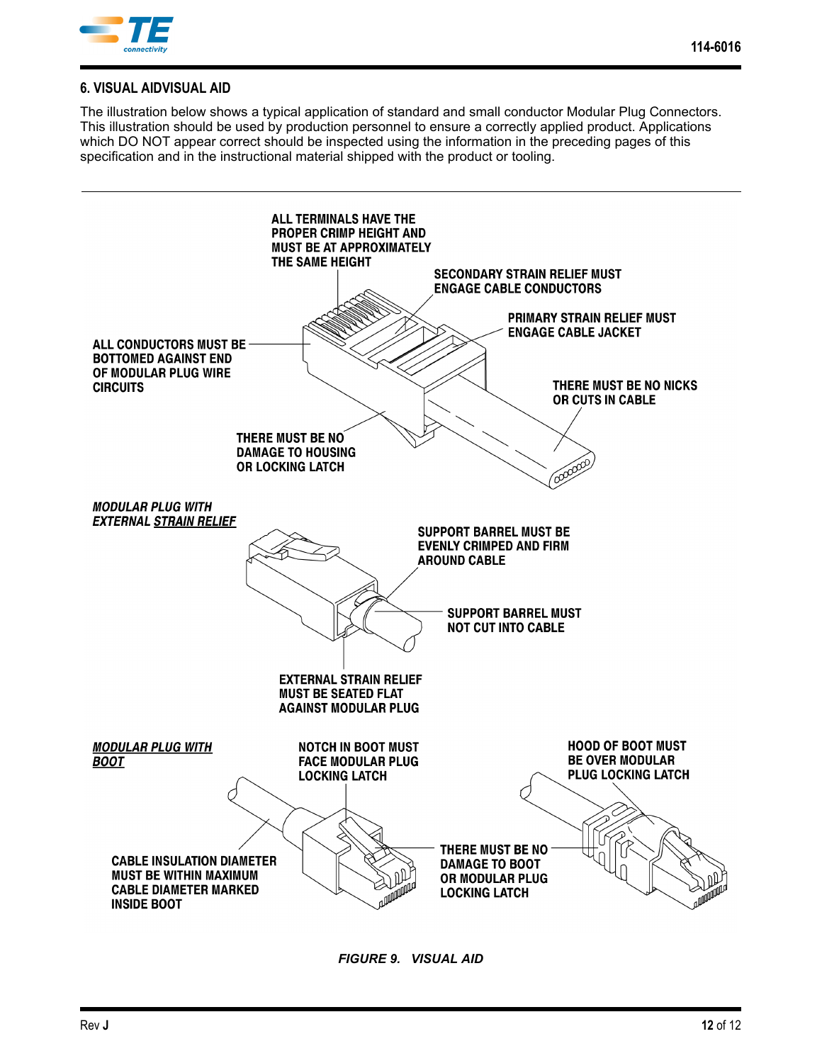## 6. VISUAL AIDVISUAL AID

The illustration below shows a typical application of standard and small conductor Modular Plug Connectors. This illustration should be used by production personnel to ensure a correctly applied product. Applications which DO NOT appear correct should be inspected using the information in the preceding pages of this specification and in the instructional material shipped with the product or tooling.

ALL TERMINALS HAVE THE PROPER CRIMP HEIGHT AND MUST BE AT APPROXIMATELY THE SAME HEIGHT

SECONDARY STRAIN RELIEF MUST ENGAGE CABLE CONDUCTORS

PRIMARY STRAIN RELIEF MUST ENGAGE CABLE JACKET

ALL CONDUCTORS MUST BE BOTTOMED AGAINST END OF MODULAR PLUG WIRE CIRCUITS

THERE MUST BE NO NICKS OR CUTS IN CABLE

THERE MUST BE NO DAMAGE TO HOUSING OR LOCKING LATCH

*MODULAR PLUG WITH EXTERNAL STRAIN RELIEF*

SUPPORT BARREL MUST BE EVENLY CRIMPED AND FIRM AROUND CABLE

SUPPORT BARREL MUST NOT CUT INTO CABLE

EXTERNAL STRAIN RELIEF MUST BE SEATED FLAT AGAINST MODULAR PLUG

*MODULAR PLUG WITH BOOT*

NOTCH IN BOOT MUST FACE MODULAR PLUG LOCKING LATCH

HOOD OF BOOT MUST BE OVER MODULAR PLUG LOCKING LATCH

CABLE INSULATION DIAMETER MUST BE WITHIN MAXIMUM CABLE DIAMETER MARKED INSIDE BOOT

THERE MUST BE NO DAMAGE TO BOOT OR MODULAR PLUG LOCKING LATCH

*FIGURE 9. VISUAL AID*